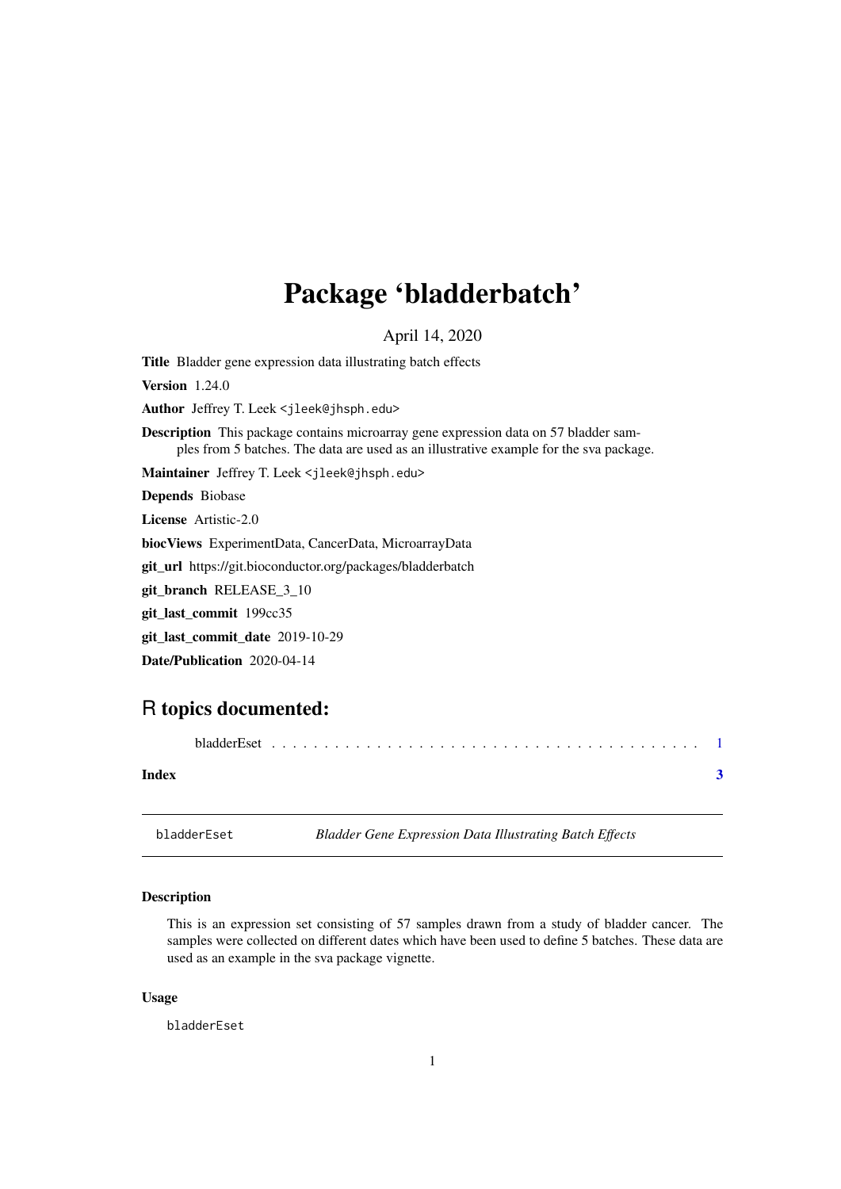# Package 'bladderbatch'

April 14, 2020

**Title** Bladder gene expression data illustrating batch effects

**Version** 1.24.0

**Author** Jeffrey T. Leek <jleek@jhsph.edu>

**Description** This package contains microarray gene expression data on 57 bladder samples from 5 batches. The data are used as an illustrative example for the sva package.

**Maintainer** Jeffrey T. Leek <jleek@jhsph.edu>

**Depends** Biobase

**License** Artistic-2.0

**biocViews** ExperimentData, CancerData, MicroarrayData

**git_url** https://git.bioconductor.org/packages/bladderbatch

**git_branch** RELEASE_3_10

**git_last_commit** 199cc35

**git_last_commit_date** 2019-10-29

**Date/Publication** 2020-04-14

## R topics documented:

bladderEset . . . . . . . . . . . . . . . . . . . . . . . . . . . . . . . . . . . . . . . . 1

**Index** **3**

---

`bladderEset` *Bladder Gene Expression Data Illustrating Batch Effects*

---

### Description

This is an expression set consisting of 57 samples drawn from a study of bladder cancer. The samples were collected on different dates which have been used to define 5 batches. These data are used as an example in the sva package vignette.

### Usage

```
bladderEset
```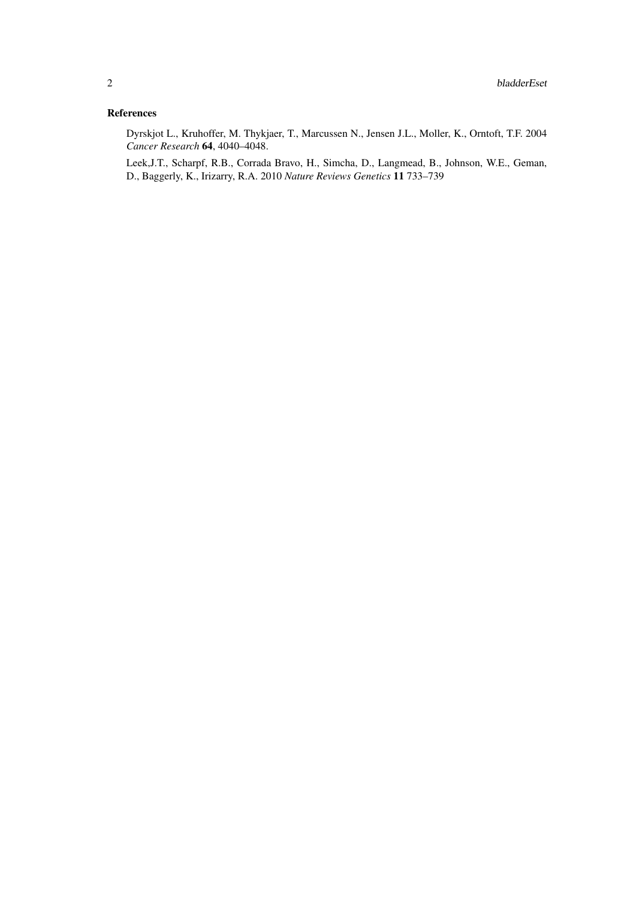## References

Dyrskjot L., Kruhoffer, M. Thykjaer, T., Marcussen N., Jensen J.L., Moller, K., Orntoft, T.F. 2004 *Cancer Research* **64**, 4040–4048.

Leek,J.T., Scharpf, R.B., Corrada Bravo, H., Simcha, D., Langmead, B., Johnson, W.E., Geman, D., Baggerly, K., Irizarry, R.A. 2010 *Nature Reviews Genetics* **11** 733–739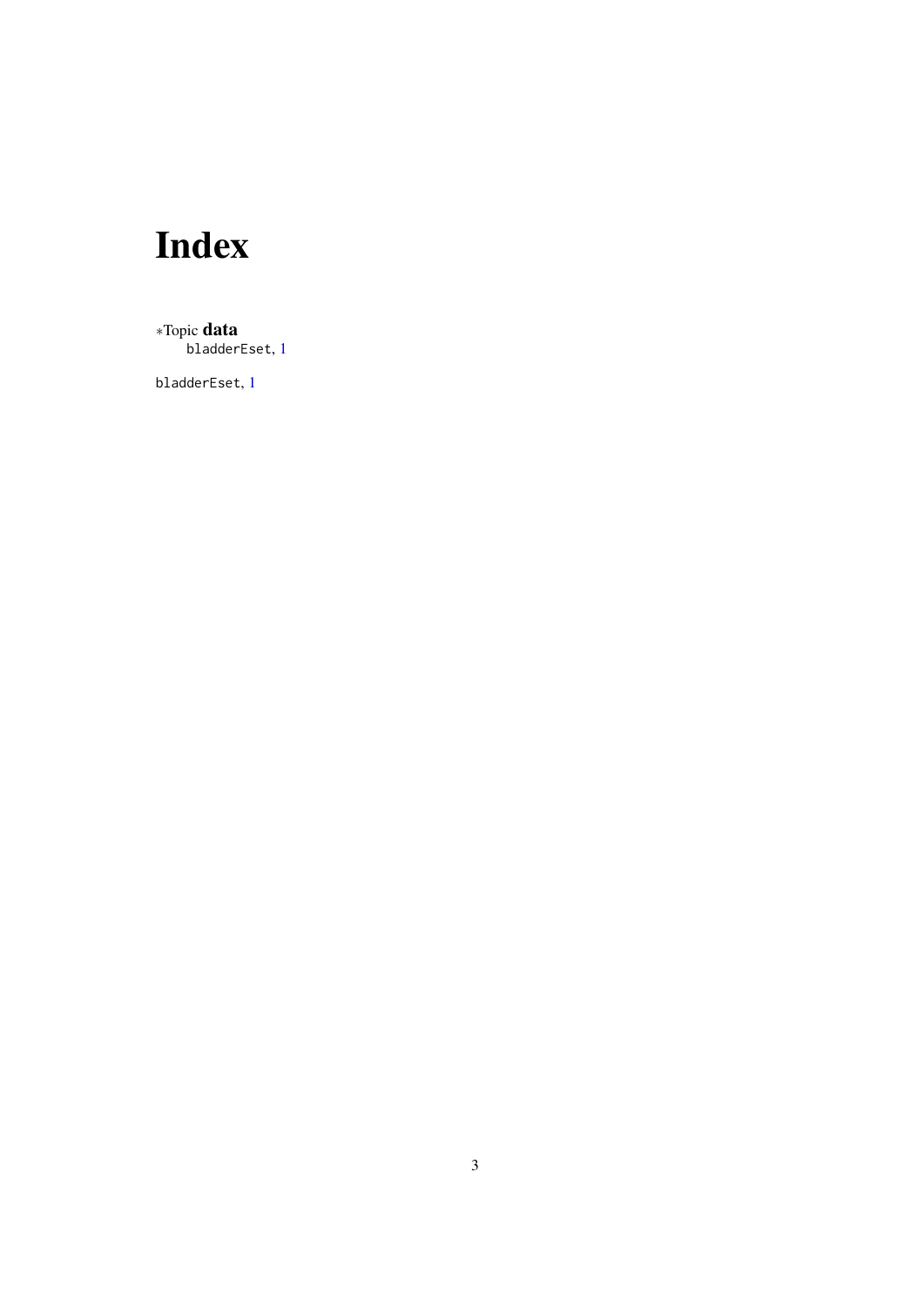# Index

*Topic **data**
    bladderEset, 1

bladderEset, 1